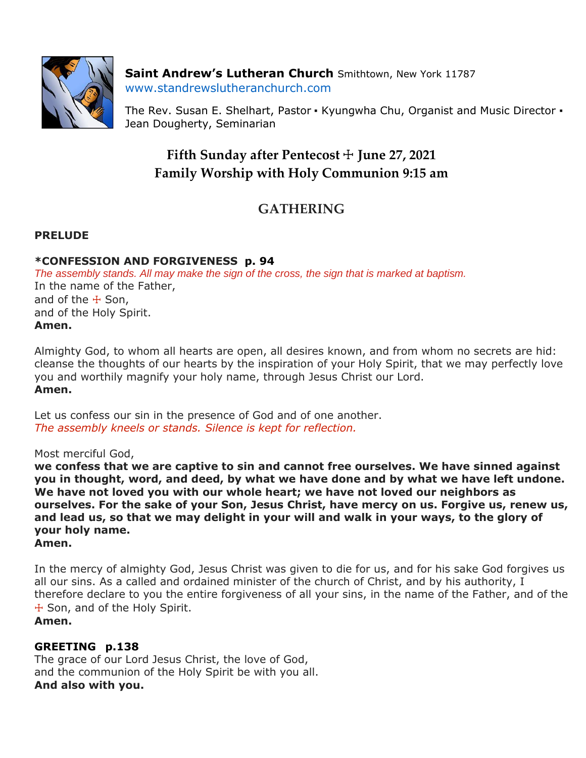**Saint Andrew's Lutheran Church** Smithtown, New York 11787
www.standrewslutheranchurch.com

The Rev. Susan E. Shelhart, Pastor ▪ Kyungwha Chu, Organist and Music Director ▪ Jean Dougherty, Seminarian

## Fifth Sunday after Pentecost ☩ June 27, 2021
## Family Worship with Holy Communion 9:15 am

# GATHERING

**PRELUDE**

**\*CONFESSION AND FORGIVENESS p. 94**

*The assembly stands. All may make the sign of the cross, the sign that is marked at baptism.*

In the name of the Father,
and of the ☩ Son,
and of the Holy Spirit.
**Amen.**

Almighty God, to whom all hearts are open, all desires known, and from whom no secrets are hid: cleanse the thoughts of our hearts by the inspiration of your Holy Spirit, that we may perfectly love you and worthily magnify your holy name, through Jesus Christ our Lord.
**Amen.**

Let us confess our sin in the presence of God and of one another.
*The assembly kneels or stands. Silence is kept for reflection.*

Most merciful God,
**we confess that we are captive to sin and cannot free ourselves. We have sinned against you in thought, word, and deed, by what we have done and by what we have left undone. We have not loved you with our whole heart; we have not loved our neighbors as ourselves. For the sake of your Son, Jesus Christ, have mercy on us. Forgive us, renew us, and lead us, so that we may delight in your will and walk in your ways, to the glory of your holy name.**
**Amen.**

In the mercy of almighty God, Jesus Christ was given to die for us, and for his sake God forgives us all our sins. As a called and ordained minister of the church of Christ, and by his authority, I therefore declare to you the entire forgiveness of all your sins, in the name of the Father, and of the ☩ Son, and of the Holy Spirit.
**Amen.**

**GREETING p.138**

The grace of our Lord Jesus Christ, the love of God,
and the communion of the Holy Spirit be with you all.
**And also with you.**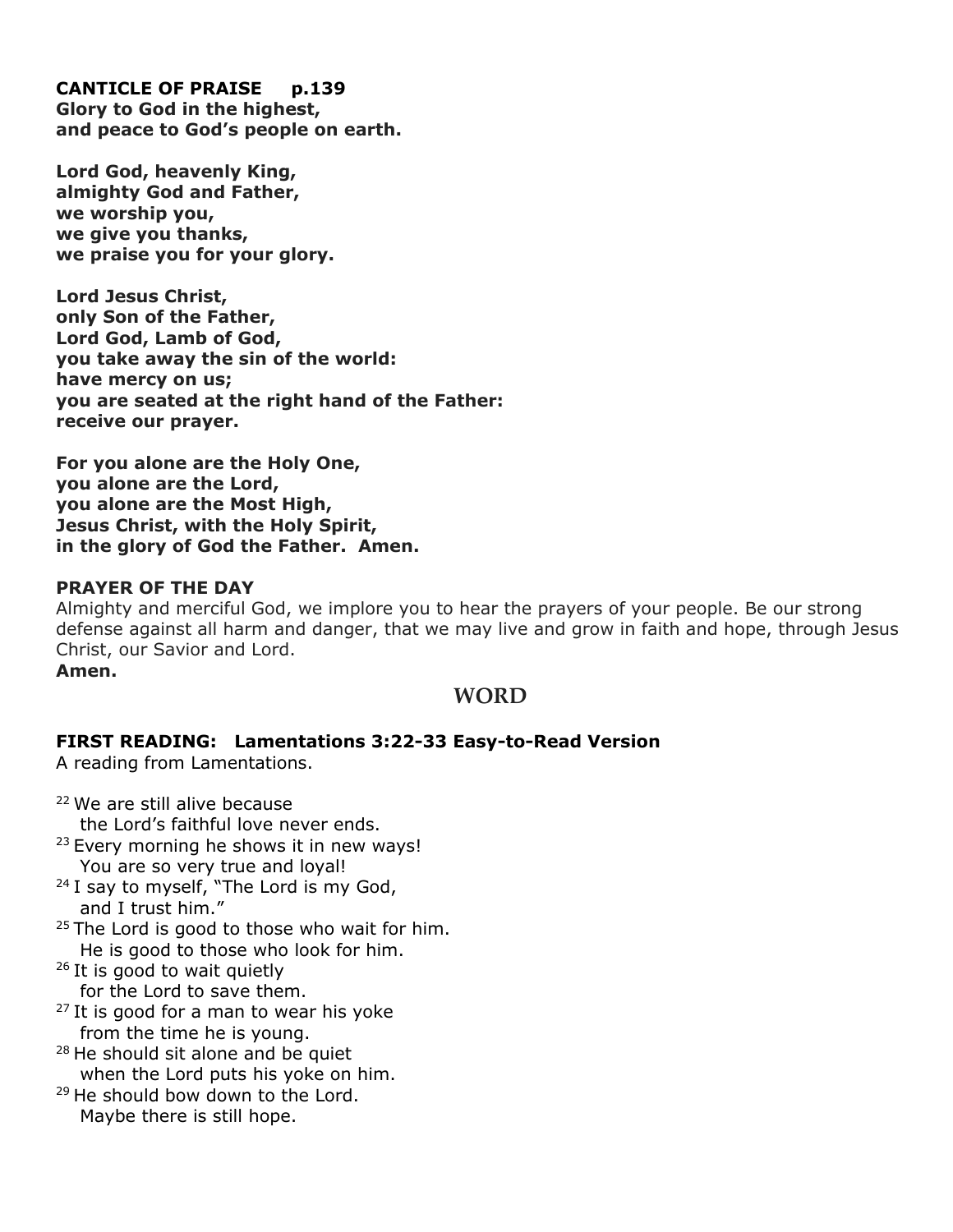**CANTICLE OF PRAISE p.139**
**Glory to God in the highest,**
**and peace to God's people on earth.**

**Lord God, heavenly King,**
**almighty God and Father,**
**we worship you,**
**we give you thanks,**
**we praise you for your glory.**

**Lord Jesus Christ,**
**only Son of the Father,**
**Lord God, Lamb of God,**
**you take away the sin of the world:**
**have mercy on us;**
**you are seated at the right hand of the Father:**
**receive our prayer.**

**For you alone are the Holy One,**
**you alone are the Lord,**
**you alone are the Most High,**
**Jesus Christ, with the Holy Spirit,**
**in the glory of God the Father. Amen.**

**PRAYER OF THE DAY**
Almighty and merciful God, we implore you to hear the prayers of your people. Be our strong defense against all harm and danger, that we may live and grow in faith and hope, through Jesus Christ, our Savior and Lord.
**Amen.**

## WORD

**FIRST READING: Lamentations 3:22-33 Easy-to-Read Version**
A reading from Lamentations.

[22] We are still alive because
the Lord's faithful love never ends.
[23] Every morning he shows it in new ways!
You are so very true and loyal!
[24] I say to myself, "The Lord is my God,
and I trust him."
[25] The Lord is good to those who wait for him.
He is good to those who look for him.
[26] It is good to wait quietly
for the Lord to save them.
[27] It is good for a man to wear his yoke
from the time he is young.
[28] He should sit alone and be quiet
when the Lord puts his yoke on him.
[29] He should bow down to the Lord.
Maybe there is still hope.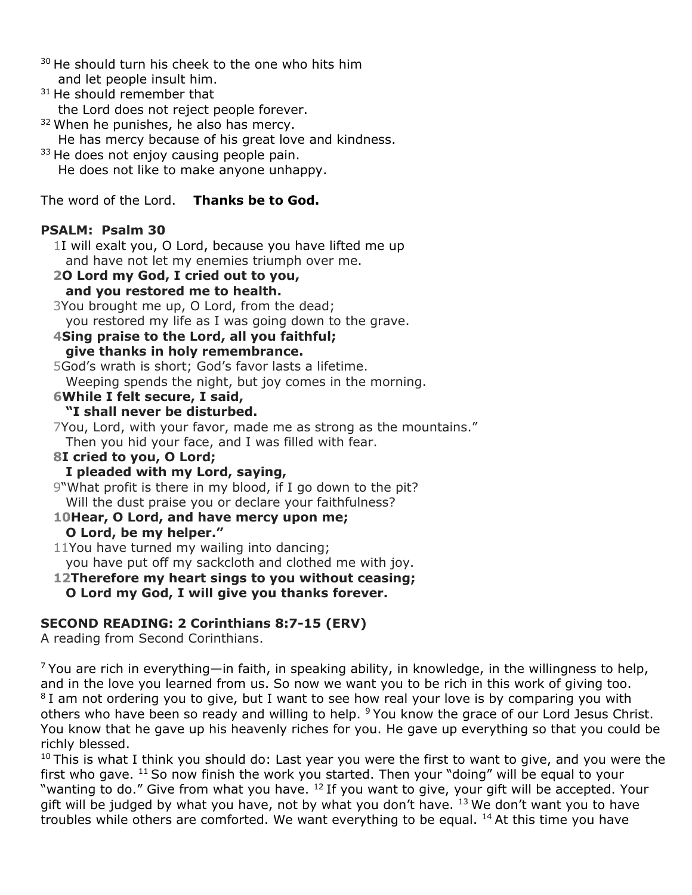[30] He should turn his cheek to the one who hits him
and let people insult him.
[31] He should remember that
the Lord does not reject people forever.
[32] When he punishes, he also has mercy.
He has mercy because of his great love and kindness.
[33] He does not enjoy causing people pain.
He does not like to make anyone unhappy.

The word of the Lord. **Thanks be to God.**

**PSALM: Psalm 30**

1I will exalt you, O Lord, because you have lifted me up
and have not let my enemies triumph over me.
**2O Lord my God, I cried out to you,**
**and you restored me to health.**
3You brought me up, O Lord, from the dead;
you restored my life as I was going down to the grave.
**4Sing praise to the Lord, all you faithful;**
**give thanks in holy remembrance.**
5God's wrath is short; God's favor lasts a lifetime.
Weeping spends the night, but joy comes in the morning.
**6While I felt secure, I said,**
**"I shall never be disturbed.**
7You, Lord, with your favor, made me as strong as the mountains."
Then you hid your face, and I was filled with fear.
**8I cried to you, O Lord;**
**I pleaded with my Lord, saying,**
9"What profit is there in my blood, if I go down to the pit?
Will the dust praise you or declare your faithfulness?
**10Hear, O Lord, and have mercy upon me;**
**O Lord, be my helper."**
11You have turned my wailing into dancing;
you have put off my sackcloth and clothed me with joy.
**12Therefore my heart sings to you without ceasing;**
**O Lord my God, I will give you thanks forever.**

**SECOND READING: 2 Corinthians 8:7-15 (ERV)**
A reading from Second Corinthians.

[7] You are rich in everything—in faith, in speaking ability, in knowledge, in the willingness to help, and in the love you learned from us. So now we want you to be rich in this work of giving too. [8] I am not ordering you to give, but I want to see how real your love is by comparing you with others who have been so ready and willing to help. [9] You know the grace of our Lord Jesus Christ. You know that he gave up his heavenly riches for you. He gave up everything so that you could be richly blessed.
[10] This is what I think you should do: Last year you were the first to want to give, and you were the first who gave. [11] So now finish the work you started. Then your "doing" will be equal to your "wanting to do." Give from what you have. [12] If you want to give, your gift will be accepted. Your gift will be judged by what you have, not by what you don't have. [13] We don't want you to have troubles while others are comforted. We want everything to be equal. [14] At this time you have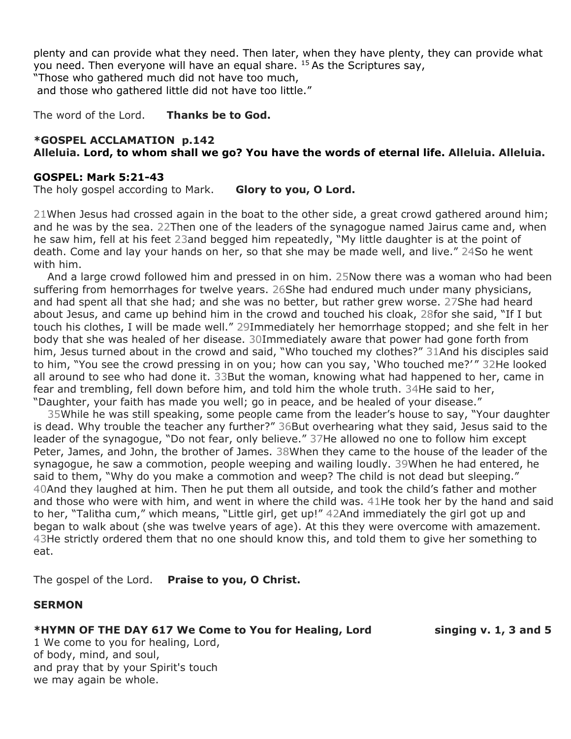plenty and can provide what they need. Then later, when they have plenty, they can provide what you need. Then everyone will have an equal share. [15] As the Scriptures say,
"Those who gathered much did not have too much,
and those who gathered little did not have too little."

The word of the Lord. **Thanks be to God.**

**\*GOSPEL ACCLAMATION p.142**
**Alleluia. Lord, to whom shall we go? You have the words of eternal life. Alleluia. Alleluia.**

**GOSPEL: Mark 5:21-43**
The holy gospel according to Mark. **Glory to you, O Lord.**

21When Jesus had crossed again in the boat to the other side, a great crowd gathered around him; and he was by the sea. 22Then one of the leaders of the synagogue named Jairus came and, when he saw him, fell at his feet 23and begged him repeatedly, "My little daughter is at the point of death. Come and lay your hands on her, so that she may be made well, and live." 24So he went with him.

And a large crowd followed him and pressed in on him. 25Now there was a woman who had been suffering from hemorrhages for twelve years. 26She had endured much under many physicians, and had spent all that she had; and she was no better, but rather grew worse. 27She had heard about Jesus, and came up behind him in the crowd and touched his cloak, 28for she said, "If I but touch his clothes, I will be made well." 29Immediately her hemorrhage stopped; and she felt in her body that she was healed of her disease. 30Immediately aware that power had gone forth from him, Jesus turned about in the crowd and said, "Who touched my clothes?" 31And his disciples said to him, "You see the crowd pressing in on you; how can you say, 'Who touched me?'" 32He looked all around to see who had done it. 33But the woman, knowing what had happened to her, came in fear and trembling, fell down before him, and told him the whole truth. 34He said to her, "Daughter, your faith has made you well; go in peace, and be healed of your disease."

35While he was still speaking, some people came from the leader's house to say, "Your daughter is dead. Why trouble the teacher any further?" 36But overhearing what they said, Jesus said to the leader of the synagogue, "Do not fear, only believe." 37He allowed no one to follow him except Peter, James, and John, the brother of James. 38When they came to the house of the leader of the synagogue, he saw a commotion, people weeping and wailing loudly. 39When he had entered, he said to them, "Why do you make a commotion and weep? The child is not dead but sleeping." 40And they laughed at him. Then he put them all outside, and took the child's father and mother and those who were with him, and went in where the child was. 41He took her by the hand and said to her, "Talitha cum," which means, "Little girl, get up!" 42And immediately the girl got up and began to walk about (she was twelve years of age). At this they were overcome with amazement. 43He strictly ordered them that no one should know this, and told them to give her something to eat.

The gospel of the Lord. **Praise to you, O Christ.**

**SERMON**

**\*HYMN OF THE DAY 617 We Come to You for Healing, Lord** **singing v. 1, 3 and 5**

1 We come to you for healing, Lord,
of body, mind, and soul,
and pray that by your Spirit's touch
we may again be whole.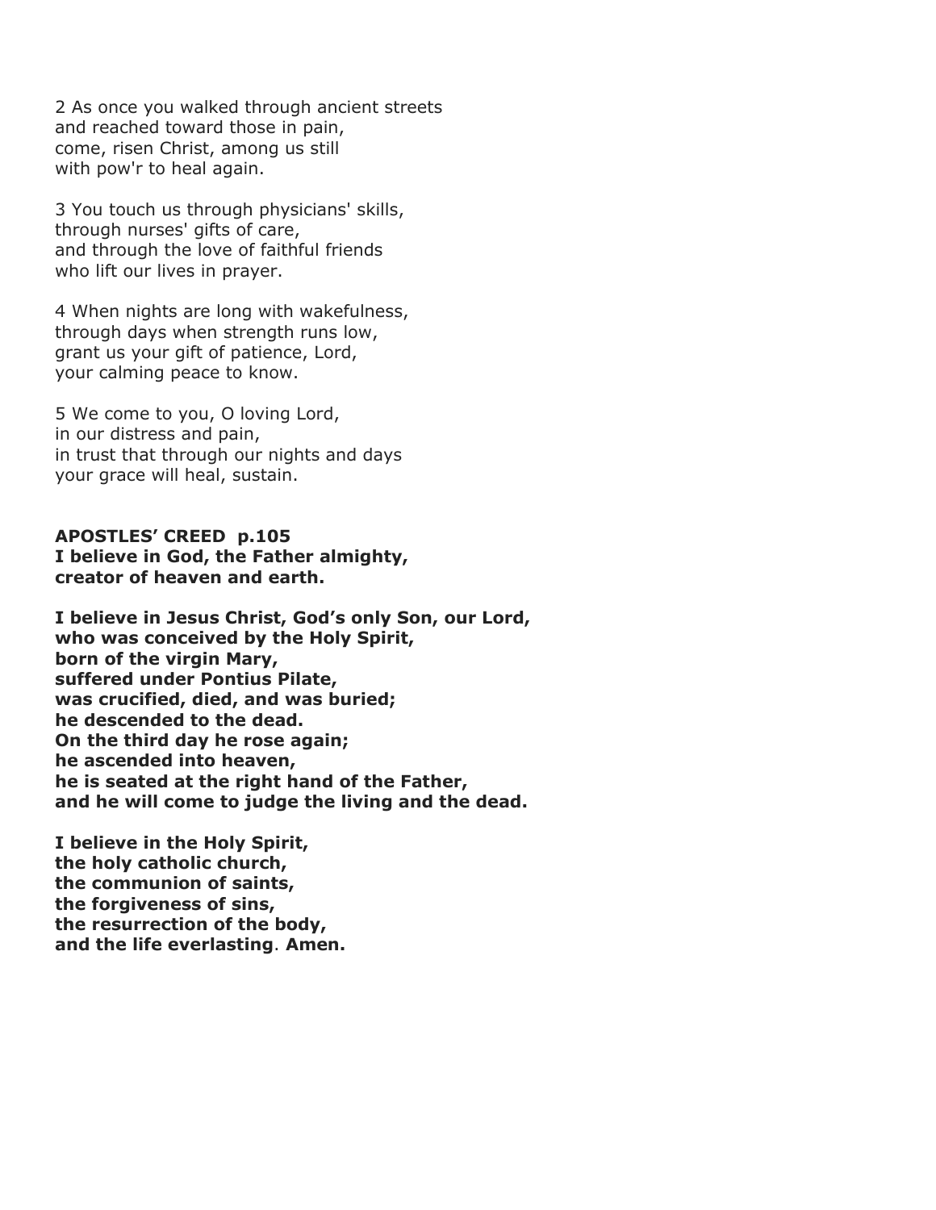2 As once you walked through ancient streets
and reached toward those in pain,
come, risen Christ, among us still
with pow'r to heal again.

3 You touch us through physicians' skills,
through nurses' gifts of care,
and through the love of faithful friends
who lift our lives in prayer.

4 When nights are long with wakefulness,
through days when strength runs low,
grant us your gift of patience, Lord,
your calming peace to know.

5 We come to you, O loving Lord,
in our distress and pain,
in trust that through our nights and days
your grace will heal, sustain.

**APOSTLES' CREED p.105**
**I believe in God, the Father almighty,**
**creator of heaven and earth.**

**I believe in Jesus Christ, God's only Son, our Lord,**
**who was conceived by the Holy Spirit,**
**born of the virgin Mary,**
**suffered under Pontius Pilate,**
**was crucified, died, and was buried;**
**he descended to the dead.**
**On the third day he rose again;**
**he ascended into heaven,**
**he is seated at the right hand of the Father,**
**and he will come to judge the living and the dead.**

**I believe in the Holy Spirit,**
**the holy catholic church,**
**the communion of saints,**
**the forgiveness of sins,**
**the resurrection of the body,**
**and the life everlasting. Amen.**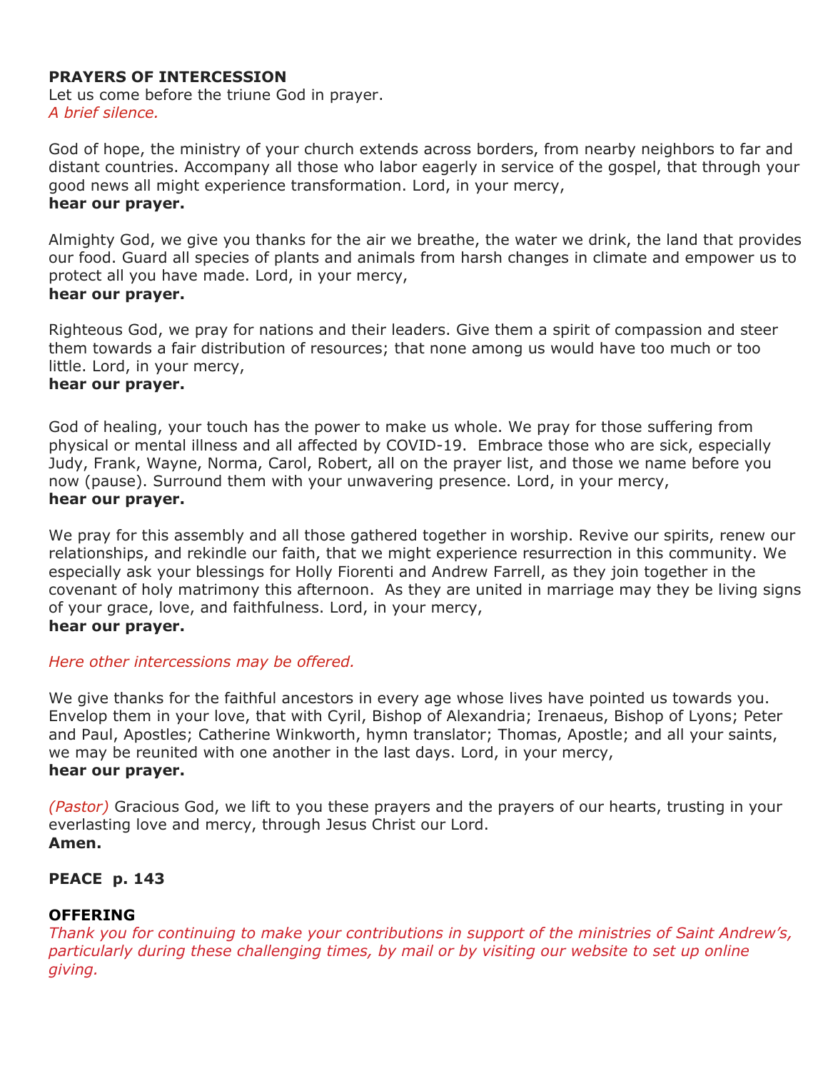**PRAYERS OF INTERCESSION**
Let us come before the triune God in prayer.
*A brief silence.*

God of hope, the ministry of your church extends across borders, from nearby neighbors to far and distant countries. Accompany all those who labor eagerly in service of the gospel, that through your good news all might experience transformation. Lord, in your mercy,
**hear our prayer.**

Almighty God, we give you thanks for the air we breathe, the water we drink, the land that provides our food. Guard all species of plants and animals from harsh changes in climate and empower us to protect all you have made. Lord, in your mercy,
**hear our prayer.**

Righteous God, we pray for nations and their leaders. Give them a spirit of compassion and steer them towards a fair distribution of resources; that none among us would have too much or too little. Lord, in your mercy,
**hear our prayer.**

God of healing, your touch has the power to make us whole. We pray for those suffering from physical or mental illness and all affected by COVID-19. Embrace those who are sick, especially Judy, Frank, Wayne, Norma, Carol, Robert, all on the prayer list, and those we name before you now (pause). Surround them with your unwavering presence. Lord, in your mercy,
**hear our prayer.**

We pray for this assembly and all those gathered together in worship. Revive our spirits, renew our relationships, and rekindle our faith, that we might experience resurrection in this community. We especially ask your blessings for Holly Fiorenti and Andrew Farrell, as they join together in the covenant of holy matrimony this afternoon. As they are united in marriage may they be living signs of your grace, love, and faithfulness. Lord, in your mercy,
**hear our prayer.**

*Here other intercessions may be offered.*

We give thanks for the faithful ancestors in every age whose lives have pointed us towards you. Envelop them in your love, that with Cyril, Bishop of Alexandria; Irenaeus, Bishop of Lyons; Peter and Paul, Apostles; Catherine Winkworth, hymn translator; Thomas, Apostle; and all your saints, we may be reunited with one another in the last days. Lord, in your mercy,
**hear our prayer.**

*(Pastor)* Gracious God, we lift to you these prayers and the prayers of our hearts, trusting in your everlasting love and mercy, through Jesus Christ our Lord.
**Amen.**

**PEACE p. 143**

**OFFERING**
*Thank you for continuing to make your contributions in support of the ministries of Saint Andrew's, particularly during these challenging times, by mail or by visiting our website to set up online giving.*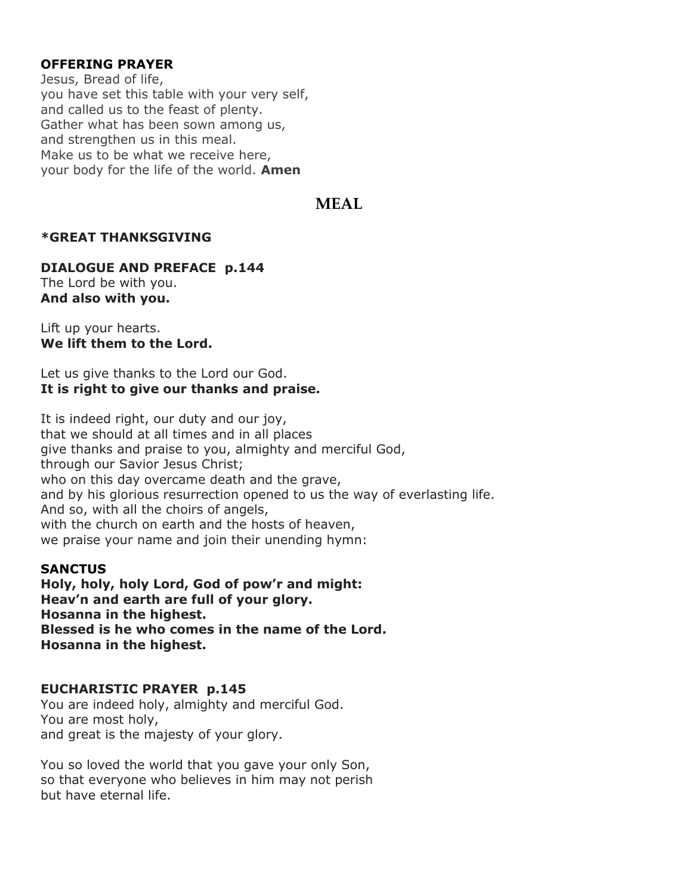**OFFERING PRAYER**
Jesus, Bread of life,
you have set this table with your very self,
and called us to the feast of plenty.
Gather what has been sown among us,
and strengthen us in this meal.
Make us to be what we receive here,
your body for the life of the world. **Amen**

## MEAL

**\*GREAT THANKSGIVING**

**DIALOGUE AND PREFACE p.144**
The Lord be with you.
**And also with you.**

Lift up your hearts.
**We lift them to the Lord.**

Let us give thanks to the Lord our God.
**It is right to give our thanks and praise.**

It is indeed right, our duty and our joy,
that we should at all times and in all places
give thanks and praise to you, almighty and merciful God,
through our Savior Jesus Christ;
who on this day overcame death and the grave,
and by his glorious resurrection opened to us the way of everlasting life.
And so, with all the choirs of angels,
with the church on earth and the hosts of heaven,
we praise your name and join their unending hymn:

**SANCTUS**
**Holy, holy, holy Lord, God of pow'r and might:**
**Heav'n and earth are full of your glory.**
**Hosanna in the highest.**
**Blessed is he who comes in the name of the Lord.**
**Hosanna in the highest.**

**EUCHARISTIC PRAYER p.145**
You are indeed holy, almighty and merciful God.
You are most holy,
and great is the majesty of your glory.

You so loved the world that you gave your only Son,
so that everyone who believes in him may not perish
but have eternal life.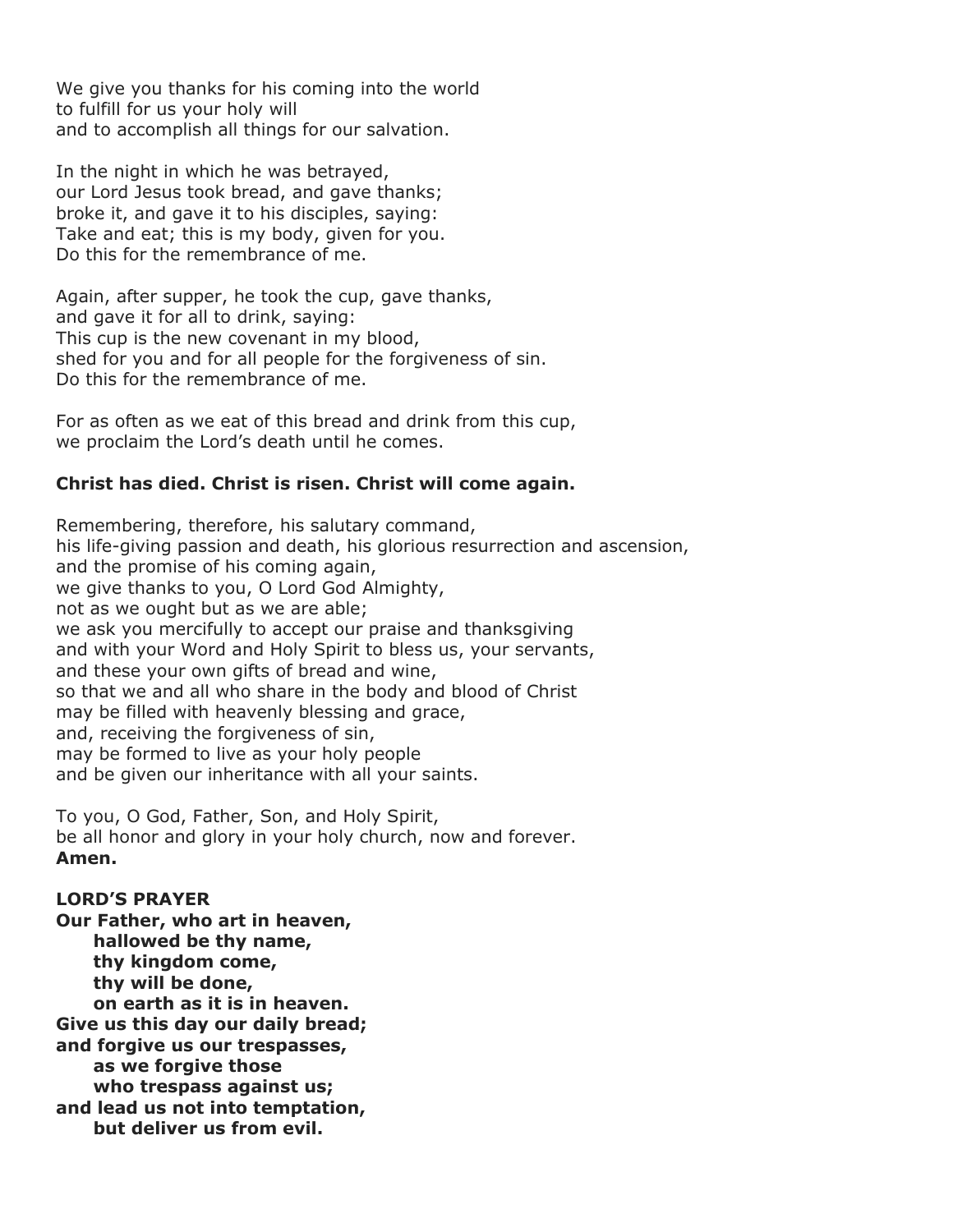We give you thanks for his coming into the world
to fulfill for us your holy will
and to accomplish all things for our salvation.

In the night in which he was betrayed,
our Lord Jesus took bread, and gave thanks;
broke it, and gave it to his disciples, saying:
Take and eat; this is my body, given for you.
Do this for the remembrance of me.

Again, after supper, he took the cup, gave thanks,
and gave it for all to drink, saying:
This cup is the new covenant in my blood,
shed for you and for all people for the forgiveness of sin.
Do this for the remembrance of me.

For as often as we eat of this bread and drink from this cup,
we proclaim the Lord's death until he comes.

**Christ has died. Christ is risen. Christ will come again.**

Remembering, therefore, his salutary command,
his life-giving passion and death, his glorious resurrection and ascension,
and the promise of his coming again,
we give thanks to you, O Lord God Almighty,
not as we ought but as we are able;
we ask you mercifully to accept our praise and thanksgiving
and with your Word and Holy Spirit to bless us, your servants,
and these your own gifts of bread and wine,
so that we and all who share in the body and blood of Christ
may be filled with heavenly blessing and grace,
and, receiving the forgiveness of sin,
may be formed to live as your holy people
and be given our inheritance with all your saints.

To you, O God, Father, Son, and Holy Spirit,
be all honor and glory in your holy church, now and forever.
**Amen.**

**LORD'S PRAYER**

**Our Father, who art in heaven,**
**hallowed be thy name,**
**thy kingdom come,**
**thy will be done,**
**on earth as it is in heaven.**
**Give us this day our daily bread;**
**and forgive us our trespasses,**
**as we forgive those**
**who trespass against us;**
**and lead us not into temptation,**
**but deliver us from evil.**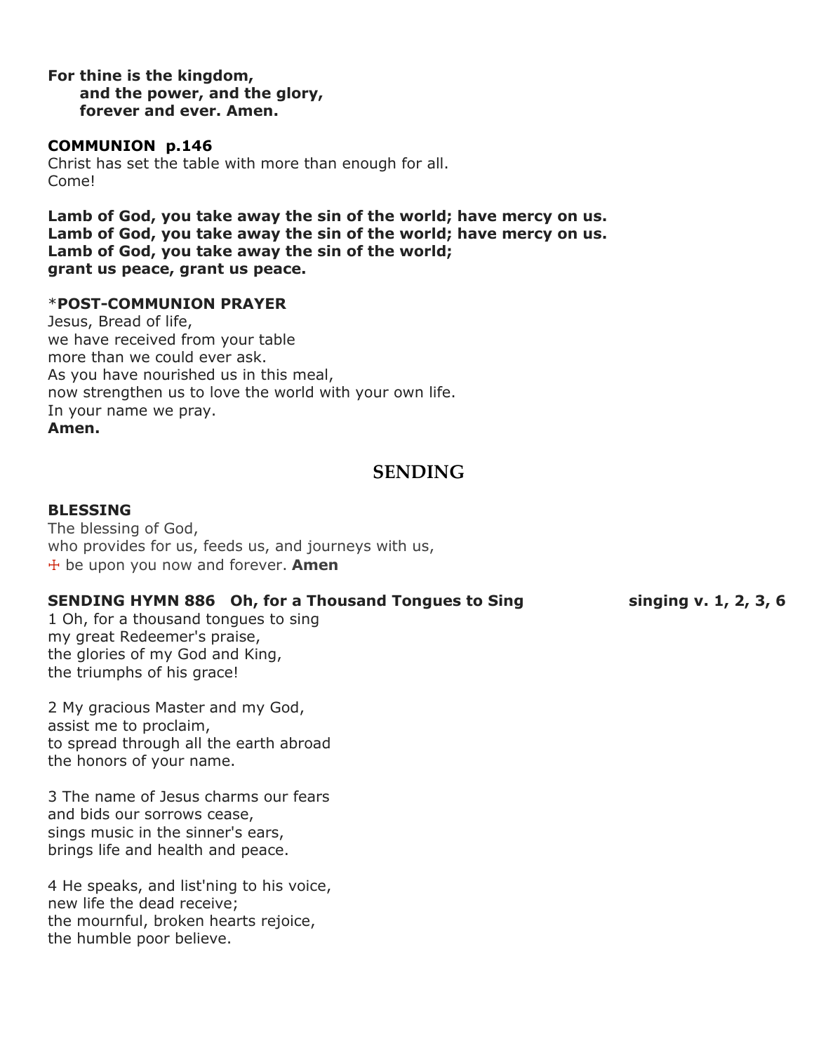**For thine is the kingdom,**
**and the power, and the glory,**
**forever and ever. Amen.**

**COMMUNION p.146**

Christ has set the table with more than enough for all.
Come!

**Lamb of God, you take away the sin of the world; have mercy on us.**
**Lamb of God, you take away the sin of the world; have mercy on us.**
**Lamb of God, you take away the sin of the world;**
**grant us peace, grant us peace.**

*__POST-COMMUNION PRAYER__

Jesus, Bread of life,
we have received from your table
more than we could ever ask.
As you have nourished us in this meal,
now strengthen us to love the world with your own life.
In your name we pray.
**Amen.**

## SENDING

**BLESSING**

The blessing of God,
who provides for us, feeds us, and journeys with us,
☩ be upon you now and forever. **Amen**

**SENDING HYMN 886 Oh, for a Thousand Tongues to Sing** **singing v. 1, 2, 3, 6**

1 Oh, for a thousand tongues to sing
my great Redeemer's praise,
the glories of my God and King,
the triumphs of his grace!

2 My gracious Master and my God,
assist me to proclaim,
to spread through all the earth abroad
the honors of your name.

3 The name of Jesus charms our fears
and bids our sorrows cease,
sings music in the sinner's ears,
brings life and health and peace.

4 He speaks, and list'ning to his voice,
new life the dead receive;
the mournful, broken hearts rejoice,
the humble poor believe.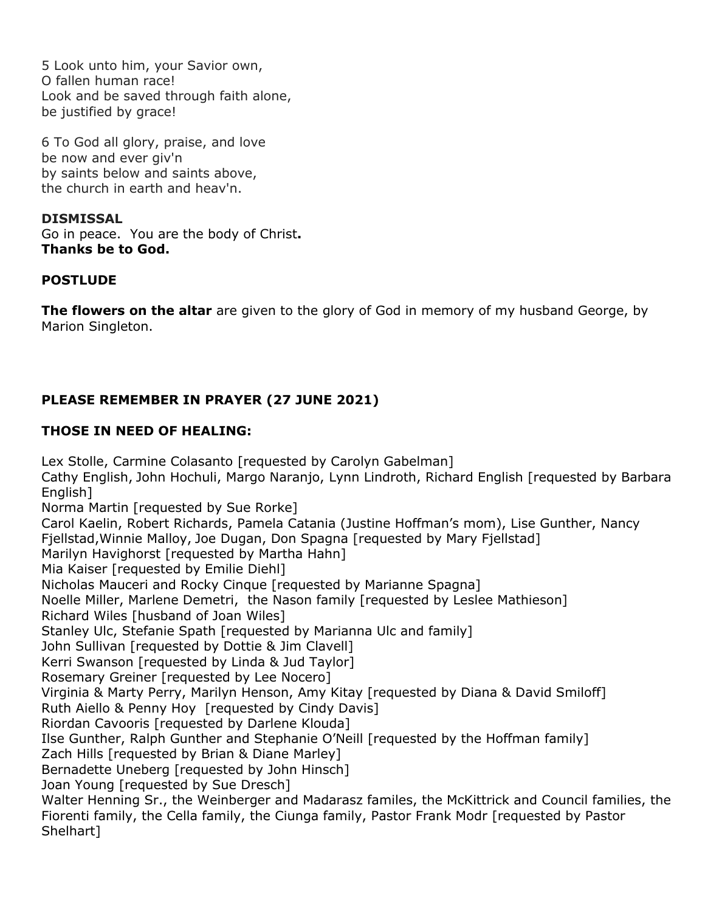5 Look unto him, your Savior own,
O fallen human race!
Look and be saved through faith alone,
be justified by grace!

6 To God all glory, praise, and love
be now and ever giv'n
by saints below and saints above,
the church in earth and heav'n.

**DISMISSAL**
Go in peace. You are the body of Christ**.**
**Thanks be to God.**

**POSTLUDE**

**The flowers on the altar** are given to the glory of God in memory of my husband George, by Marion Singleton.

**PLEASE REMEMBER IN PRAYER (27 JUNE 2021)**

**THOSE IN NEED OF HEALING:**

Lex Stolle, Carmine Colasanto [requested by Carolyn Gabelman]
Cathy English, John Hochuli, Margo Naranjo, Lynn Lindroth, Richard English [requested by Barbara English]
Norma Martin [requested by Sue Rorke]
Carol Kaelin, Robert Richards, Pamela Catania (Justine Hoffman's mom), Lise Gunther, Nancy Fjellstad,Winnie Malloy, Joe Dugan, Don Spagna [requested by Mary Fjellstad]
Marilyn Havighorst [requested by Martha Hahn]
Mia Kaiser [requested by Emilie Diehl]
Nicholas Mauceri and Rocky Cinque [requested by Marianne Spagna]
Noelle Miller, Marlene Demetri, the Nason family [requested by Leslee Mathieson]
Richard Wiles [husband of Joan Wiles]
Stanley Ulc, Stefanie Spath [requested by Marianna Ulc and family]
John Sullivan [requested by Dottie & Jim Clavell]
Kerri Swanson [requested by Linda & Jud Taylor]
Rosemary Greiner [requested by Lee Nocero]
Virginia & Marty Perry, Marilyn Henson, Amy Kitay [requested by Diana & David Smiloff]
Ruth Aiello & Penny Hoy [requested by Cindy Davis]
Riordan Cavooris [requested by Darlene Klouda]
Ilse Gunther, Ralph Gunther and Stephanie O'Neill [requested by the Hoffman family]
Zach Hills [requested by Brian & Diane Marley]
Bernadette Uneberg [requested by John Hinsch]
Joan Young [requested by Sue Dresch]
Walter Henning Sr., the Weinberger and Madarasz familes, the McKittrick and Council families, the Fiorenti family, the Cella family, the Ciunga family, Pastor Frank Modr [requested by Pastor Shelhart]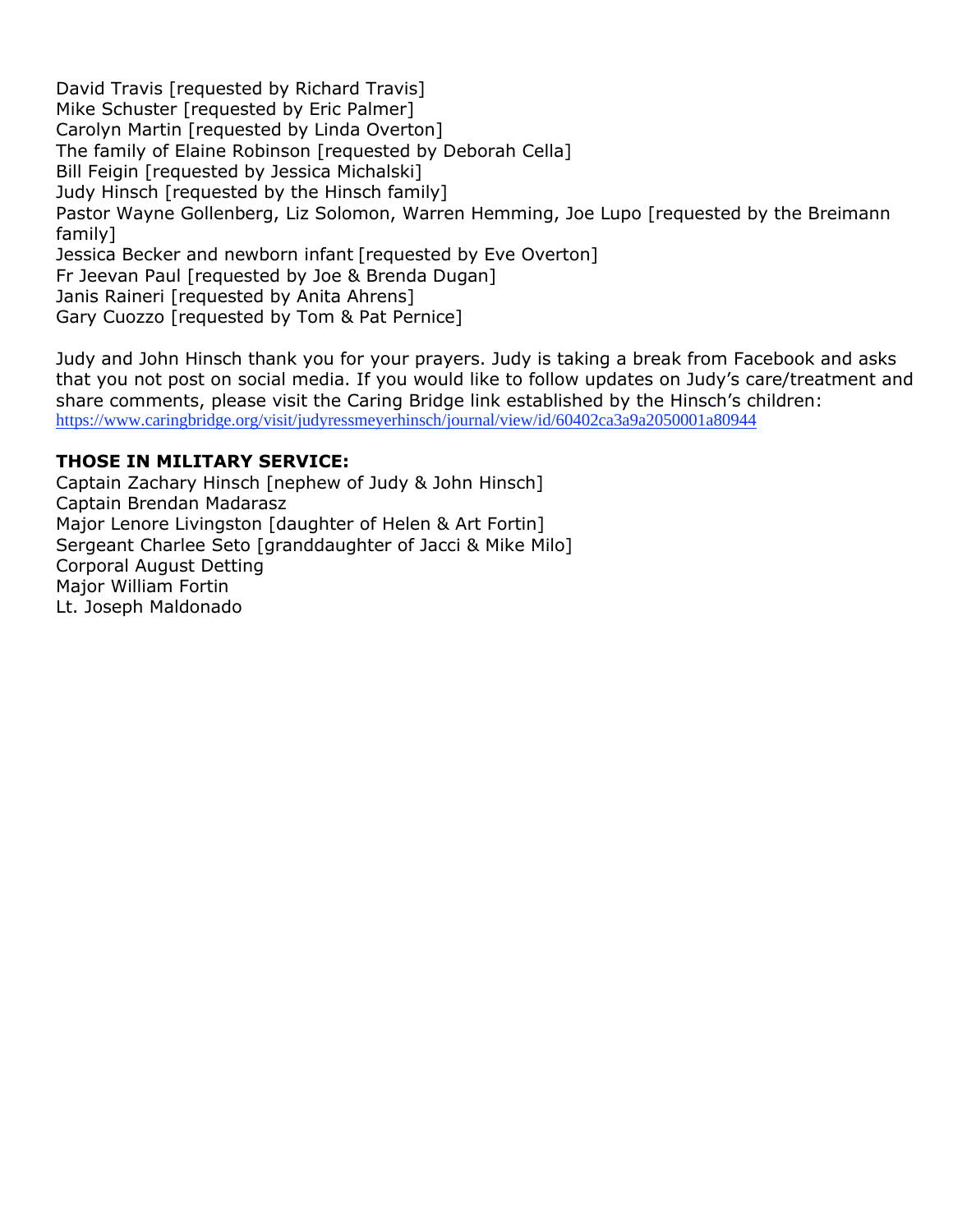David Travis [requested by Richard Travis]
Mike Schuster [requested by Eric Palmer]
Carolyn Martin [requested by Linda Overton]
The family of Elaine Robinson [requested by Deborah Cella]
Bill Feigin [requested by Jessica Michalski]
Judy Hinsch [requested by the Hinsch family]
Pastor Wayne Gollenberg, Liz Solomon, Warren Hemming, Joe Lupo [requested by the Breimann family]
Jessica Becker and newborn infant [requested by Eve Overton]
Fr Jeevan Paul [requested by Joe & Brenda Dugan]
Janis Raineri [requested by Anita Ahrens]
Gary Cuozzo [requested by Tom & Pat Pernice]

Judy and John Hinsch thank you for your prayers. Judy is taking a break from Facebook and asks that you not post on social media. If you would like to follow updates on Judy's care/treatment and share comments, please visit the Caring Bridge link established by the Hinsch's children: https://www.caringbridge.org/visit/judyressmeyerhinsch/journal/view/id/60402ca3a9a2050001a80944

**THOSE IN MILITARY SERVICE:**
Captain Zachary Hinsch [nephew of Judy & John Hinsch]
Captain Brendan Madarasz
Major Lenore Livingston [daughter of Helen & Art Fortin]
Sergeant Charlee Seto [granddaughter of Jacci & Mike Milo]
Corporal August Detting
Major William Fortin
Lt. Joseph Maldonado